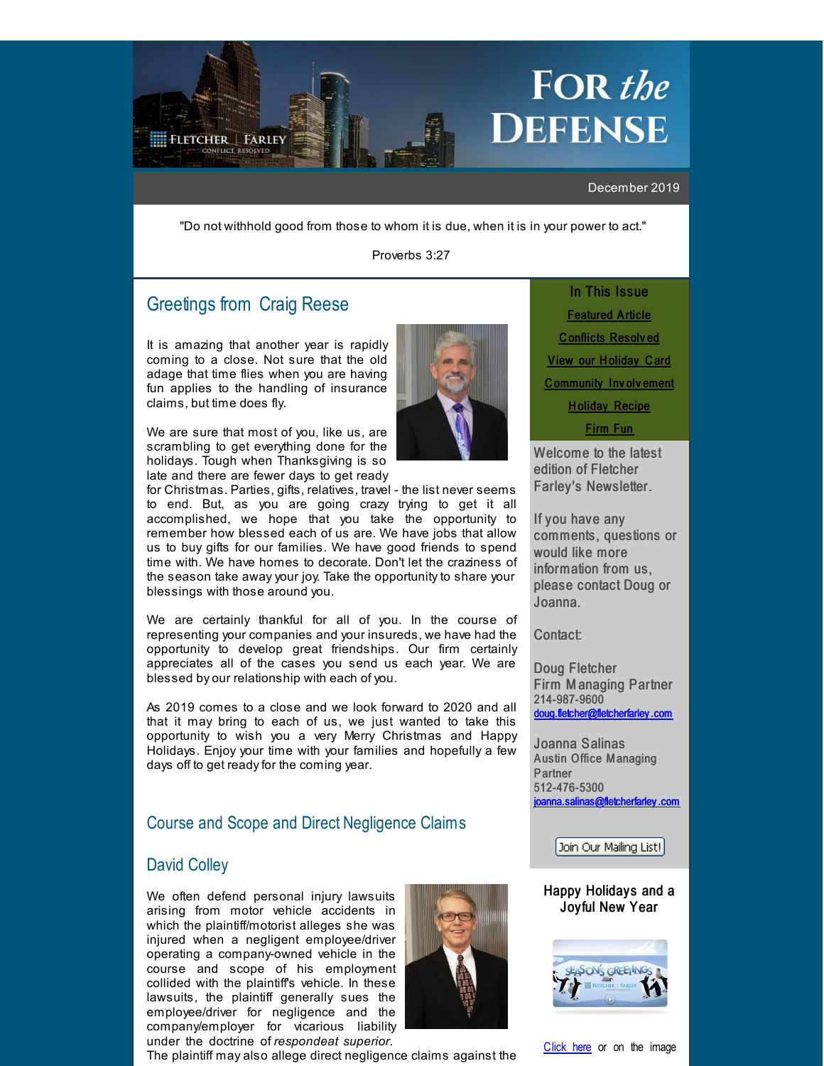# FOR *the* DEFENSE

FLETCHER | FARLEY
CONFLICT RESOLVED

December 2019

"Do not withhold good from those to whom it is due, when it is in your power to act."

Proverbs 3:27

## Greetings from Craig Reese

It is amazing that another year is rapidly coming to a close. Not sure that the old adage that time flies when you are having fun applies to the handling of insurance claims, but time does fly.

We are sure that most of you, like us, are scrambling to get everything done for the holidays. Tough when Thanksgiving is so late and there are fewer days to get ready for Christmas. Parties, gifts, relatives, travel - the list never seems to end. But, as you are going crazy trying to get it all accomplished, we hope that you take the opportunity to remember how blessed each of us are. We have jobs that allow us to buy gifts for our families. We have good friends to spend time with. We have homes to decorate. Don't let the craziness of the season take away your joy. Take the opportunity to share your blessings with those around you.

We are certainly thankful for all of you. In the course of representing your companies and your insureds, we have had the opportunity to develop great friendships. Our firm certainly appreciates all of the cases you send us each year. We are blessed by our relationship with each of you.

As 2019 comes to a close and we look forward to 2020 and all that it may bring to each of us, we just wanted to take this opportunity to wish you a very Merry Christmas and Happy Holidays. Enjoy your time with your families and hopefully a few days off to get ready for the coming year.

## Course and Scope and Direct Negligence Claims

## David Colley

We often defend personal injury lawsuits arising from motor vehicle accidents in which the plaintiff/motorist alleges she was injured when a negligent employee/driver operating a company-owned vehicle in the course and scope of his employment collided with the plaintiff's vehicle. In these lawsuits, the plaintiff generally sues the employee/driver for negligence and the company/employer for vicarious liability under the doctrine of *respondeat superior*. The plaintiff may also allege direct negligence claims against the

### In This Issue

Featured Article

Conflicts Resolved

View our Holiday Card

Community Involvement

Holiday Recipe

Firm Fun

Welcome to the latest edition of Fletcher Farley's Newsletter.

If you have any comments, questions or would like more information from us, please contact Doug or Joanna.

Contact:

Doug Fletcher
Firm Managing Partner
214-987-9600
doug.fletcher@fletcherfarley.com

Joanna Salinas
Austin Office Managing Partner
512-476-5300
joanna.salinas@fletcherfarley.com

Join Our Mailing List!

### Happy Holidays and a Joyful New Year

Click here or on the image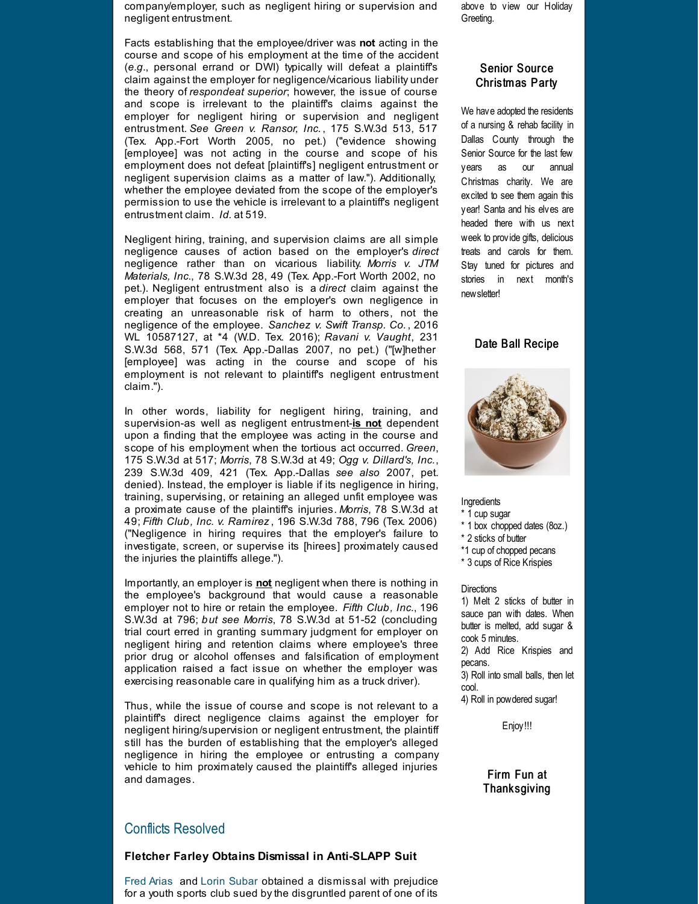company/employer, such as negligent hiring or supervision and negligent entrustment.

Facts establishing that the employee/driver was **not** acting in the course and scope of his employment at the time of the accident (*e.g*., personal errand or DWI) typically will defeat a plaintiff's claim against the employer for negligence/vicarious liability under the theory of *respondeat superior*; however, the issue of course and scope is irrelevant to the plaintiff's claims against the employer for negligent hiring or supervision and negligent entrustment. *See Green v. Ransor, Inc.*, 175 S.W.3d 513, 517 (Tex. App.-Fort Worth 2005, no pet.) ("evidence showing [employee] was not acting in the course and scope of his employment does not defeat [plaintiff's] negligent entrustment or negligent supervision claims as a matter of law."). Additionally, whether the employee deviated from the scope of the employer's permission to use the vehicle is irrelevant to a plaintiff's negligent entrustment claim. *Id*. at 519.

Negligent hiring, training, and supervision claims are all simple negligence causes of action based on the employer's *direct* negligence rather than on vicarious liability. *Morris v. JTM Materials, Inc*., 78 S.W.3d 28, 49 (Tex. App.-Fort Worth 2002, no pet.). Negligent entrustment also is a *direct* claim against the employer that focuses on the employer's own negligence in creating an unreasonable risk of harm to others, not the negligence of the employee. *Sanchez v. Swift Transp. Co.*, 2016 WL 10587127, at *4 (W.D. Tex. 2016); *Ravani v. Vaught*, 231 S.W.3d 568, 571 (Tex. App.-Dallas 2007, no pet.) ("[w]hether [employee] was acting in the course and scope of his employment is not relevant to plaintiff's negligent entrustment claim.").

In other words, liability for negligent hiring, training, and supervision-as well as negligent entrustment-**is not** dependent upon a finding that the employee was acting in the course and scope of his employment when the tortious act occurred. *Green*, 175 S.W.3d at 517; *Morris*, 78 S.W.3d at 49; *Ogg v. Dillard's, Inc.*, 239 S.W.3d 409, 421 (Tex. App.-Dallas *see also* 2007, pet. denied). Instead, the employer is liable if its negligence in hiring, training, supervising, or retaining an alleged unfit employee was a proximate cause of the plaintiff's injuries. *Morris*, 78 S.W.3d at 49; *Fifth Club, Inc. v. Ramirez*, 196 S.W.3d 788, 796 (Tex. 2006) ("Negligence in hiring requires that the employer's failure to investigate, screen, or supervise its [hirees] proximately caused the injuries the plaintiffs allege.").

Importantly, an employer is **not** negligent when there is nothing in the employee's background that would cause a reasonable employer not to hire or retain the employee. *Fifth Club, Inc.*, 196 S.W.3d at 796; *but see Morris*, 78 S.W.3d at 51-52 (concluding trial court erred in granting summary judgment for employer on negligent hiring and retention claims where employee's three prior drug or alcohol offenses and falsification of employment application raised a fact issue on whether the employer was exercising reasonable care in qualifying him as a truck driver).

Thus, while the issue of course and scope is not relevant to a plaintiff's direct negligence claims against the employer for negligent hiring/supervision or negligent entrustment, the plaintiff still has the burden of establishing that the employer's alleged negligence in hiring the employee or entrusting a company vehicle to him proximately caused the plaintiff's alleged injuries and damages.

## Conflicts Resolved

### Fletcher Farley Obtains Dismissal in Anti-SLAPP Suit

Fred Arias and Lorin Subar obtained a dismissal with prejudice for a youth sports club sued by the disgruntled parent of one of its

above to view our Holiday Greeting.

### Senior Source Christmas Party

We have adopted the residents of a nursing & rehab facility in Dallas County through the Senior Source for the last few years as our annual Christmas charity. We are excited to see them again this year! Santa and his elves are headed there with us next week to provide gifts, delicious treats and carols for them. Stay tuned for pictures and stories in next month's newsletter!

### Date Ball Recipe

Ingredients
* 1 cup sugar
* 1 box chopped dates (8oz.)
* 2 sticks of butter
*1 cup of chopped pecans
* 3 cups of Rice Krispies

Directions
1) Melt 2 sticks of butter in sauce pan with dates. When butter is melted, add sugar & cook 5 minutes.
2) Add Rice Krispies and pecans.
3) Roll into small balls, then let cool.
4) Roll in powdered sugar!

Enjoy!!!

### Firm Fun at Thanksgiving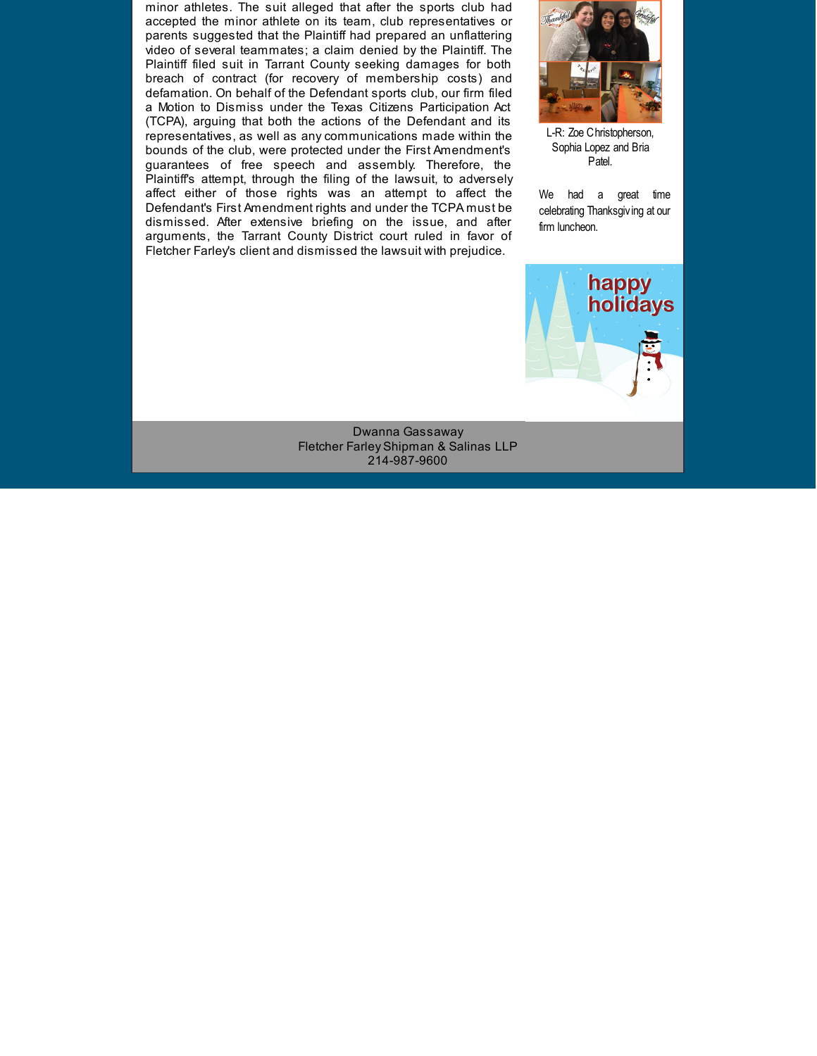minor athletes. The suit alleged that after the sports club had accepted the minor athlete on its team, club representatives or parents suggested that the Plaintiff had prepared an unflattering video of several teammates; a claim denied by the Plaintiff. The Plaintiff filed suit in Tarrant County seeking damages for both breach of contract (for recovery of membership costs) and defamation. On behalf of the Defendant sports club, our firm filed a Motion to Dismiss under the Texas Citizens Participation Act (TCPA), arguing that both the actions of the Defendant and its representatives, as well as any communications made within the bounds of the club, were protected under the First Amendment's guarantees of free speech and assembly. Therefore, the Plaintiff's attempt, through the filing of the lawsuit, to adversely affect either of those rights was an attempt to affect the Defendant's First Amendment rights and under the TCPA must be dismissed. After extensive briefing on the issue, and after arguments, the Tarrant County District court ruled in favor of Fletcher Farley's client and dismissed the lawsuit with prejudice.

L-R: Zoe Christopherson, Sophia Lopez and Bria Patel.

We had a great time celebrating Thanksgiving at our firm luncheon.

happy holidays

Dwanna Gassaway
Fletcher Farley Shipman & Salinas LLP
214-987-9600